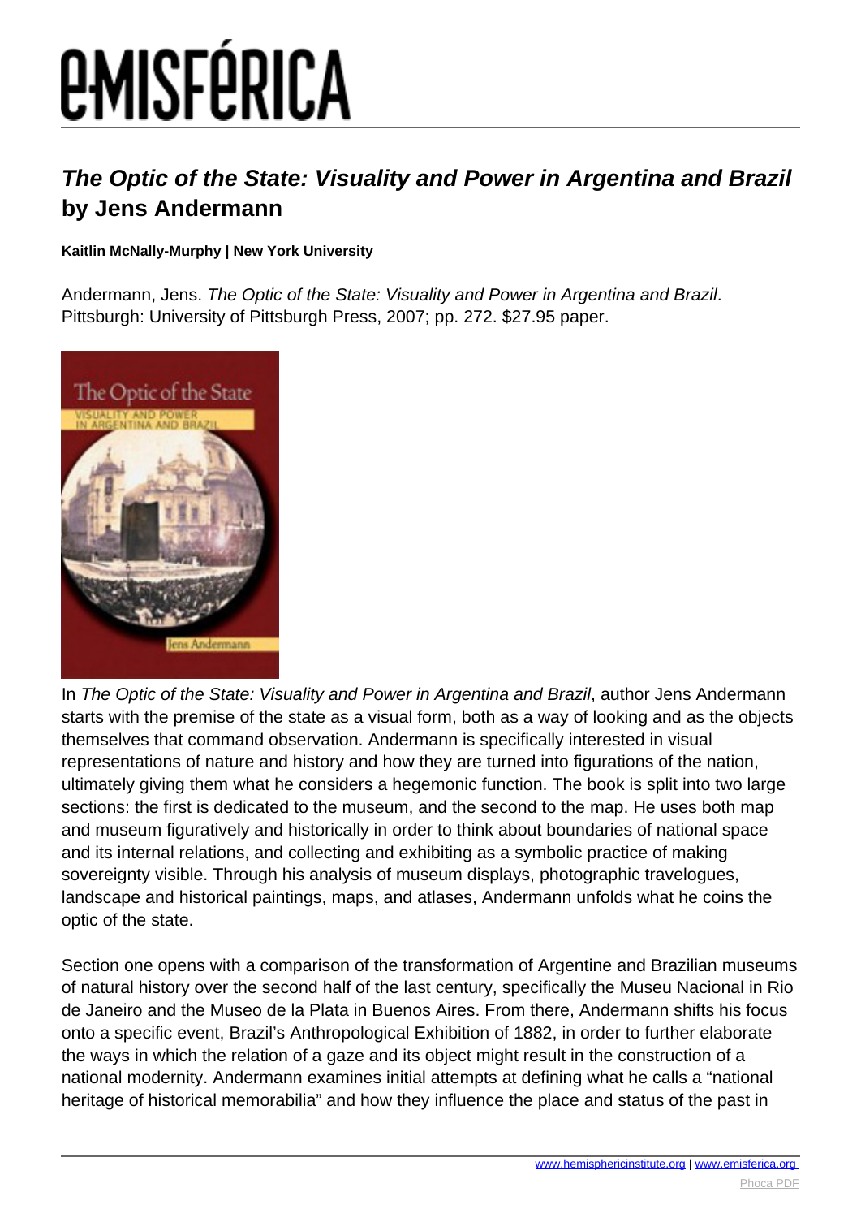# *The Optic of the State: Visuality and Power in Argentina and Brazil* by Jens Andermann

**Kaitlin McNally-Murphy | New York University**

Andermann, Jens. *The Optic of the State: Visuality and Power in Argentina and Brazil*. Pittsburgh: University of Pittsburgh Press, 2007; pp. 272. $27.95 paper.

In *The Optic of the State: Visuality and Power in Argentina and Brazil*, author Jens Andermann starts with the premise of the state as a visual form, both as a way of looking and as the objects themselves that command observation. Andermann is specifically interested in visual representations of nature and history and how they are turned into figurations of the nation, ultimately giving them what he considers a hegemonic function. The book is split into two large sections: the first is dedicated to the museum, and the second to the map. He uses both map and museum figuratively and historically in order to think about boundaries of national space and its internal relations, and collecting and exhibiting as a symbolic practice of making sovereignty visible. Through his analysis of museum displays, photographic travelogues, landscape and historical paintings, maps, and atlases, Andermann unfolds what he coins the optic of the state.

Section one opens with a comparison of the transformation of Argentine and Brazilian museums of natural history over the second half of the last century, specifically the Museu Nacional in Rio de Janeiro and the Museo de la Plata in Buenos Aires. From there, Andermann shifts his focus onto a specific event, Brazil's Anthropological Exhibition of 1882, in order to further elaborate the ways in which the relation of a gaze and its object might result in the construction of a national modernity. Andermann examines initial attempts at defining what he calls a "national heritage of historical memorabilia" and how they influence the place and status of the past in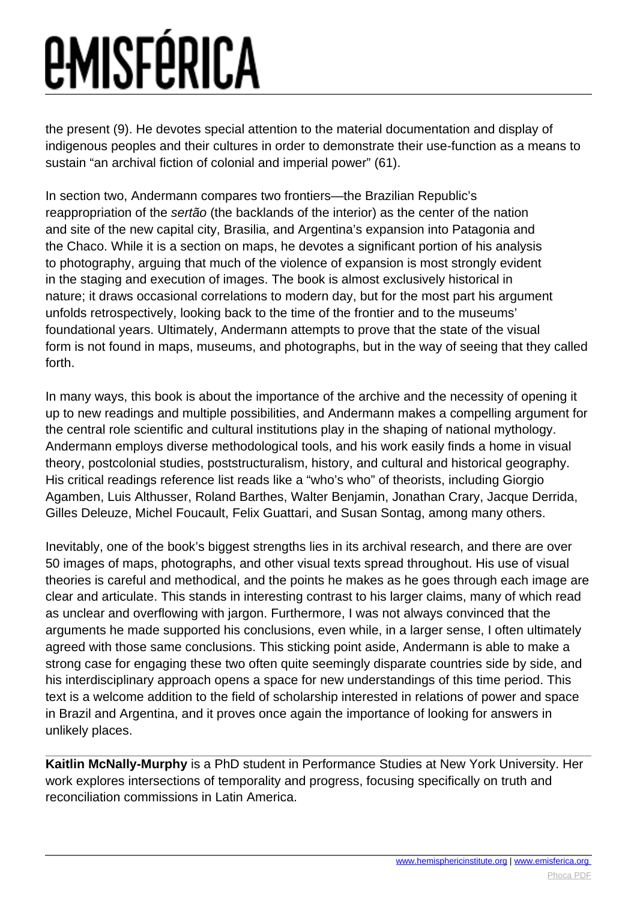the present (9). He devotes special attention to the material documentation and display of indigenous peoples and their cultures in order to demonstrate their use-function as a means to sustain "an archival fiction of colonial and imperial power" (61).

In section two, Andermann compares two frontiers—the Brazilian Republic's reappropriation of the *sertão* (the backlands of the interior) as the center of the nation and site of the new capital city, Brasilia, and Argentina's expansion into Patagonia and the Chaco. While it is a section on maps, he devotes a significant portion of his analysis to photography, arguing that much of the violence of expansion is most strongly evident in the staging and execution of images. The book is almost exclusively historical in nature; it draws occasional correlations to modern day, but for the most part his argument unfolds retrospectively, looking back to the time of the frontier and to the museums' foundational years. Ultimately, Andermann attempts to prove that the state of the visual form is not found in maps, museums, and photographs, but in the way of seeing that they called forth.

In many ways, this book is about the importance of the archive and the necessity of opening it up to new readings and multiple possibilities, and Andermann makes a compelling argument for the central role scientific and cultural institutions play in the shaping of national mythology. Andermann employs diverse methodological tools, and his work easily finds a home in visual theory, postcolonial studies, poststructuralism, history, and cultural and historical geography. His critical readings reference list reads like a "who's who" of theorists, including Giorgio Agamben, Luis Althusser, Roland Barthes, Walter Benjamin, Jonathan Crary, Jacque Derrida, Gilles Deleuze, Michel Foucault, Felix Guattari, and Susan Sontag, among many others.

Inevitably, one of the book's biggest strengths lies in its archival research, and there are over 50 images of maps, photographs, and other visual texts spread throughout. His use of visual theories is careful and methodical, and the points he makes as he goes through each image are clear and articulate. This stands in interesting contrast to his larger claims, many of which read as unclear and overflowing with jargon. Furthermore, I was not always convinced that the arguments he made supported his conclusions, even while, in a larger sense, I often ultimately agreed with those same conclusions. This sticking point aside, Andermann is able to make a strong case for engaging these two often quite seemingly disparate countries side by side, and his interdisciplinary approach opens a space for new understandings of this time period. This text is a welcome addition to the field of scholarship interested in relations of power and space in Brazil and Argentina, and it proves once again the importance of looking for answers in unlikely places.

---

**Kaitlin McNally-Murphy** is a PhD student in Performance Studies at New York University. Her work explores intersections of temporality and progress, focusing specifically on truth and reconciliation commissions in Latin America.